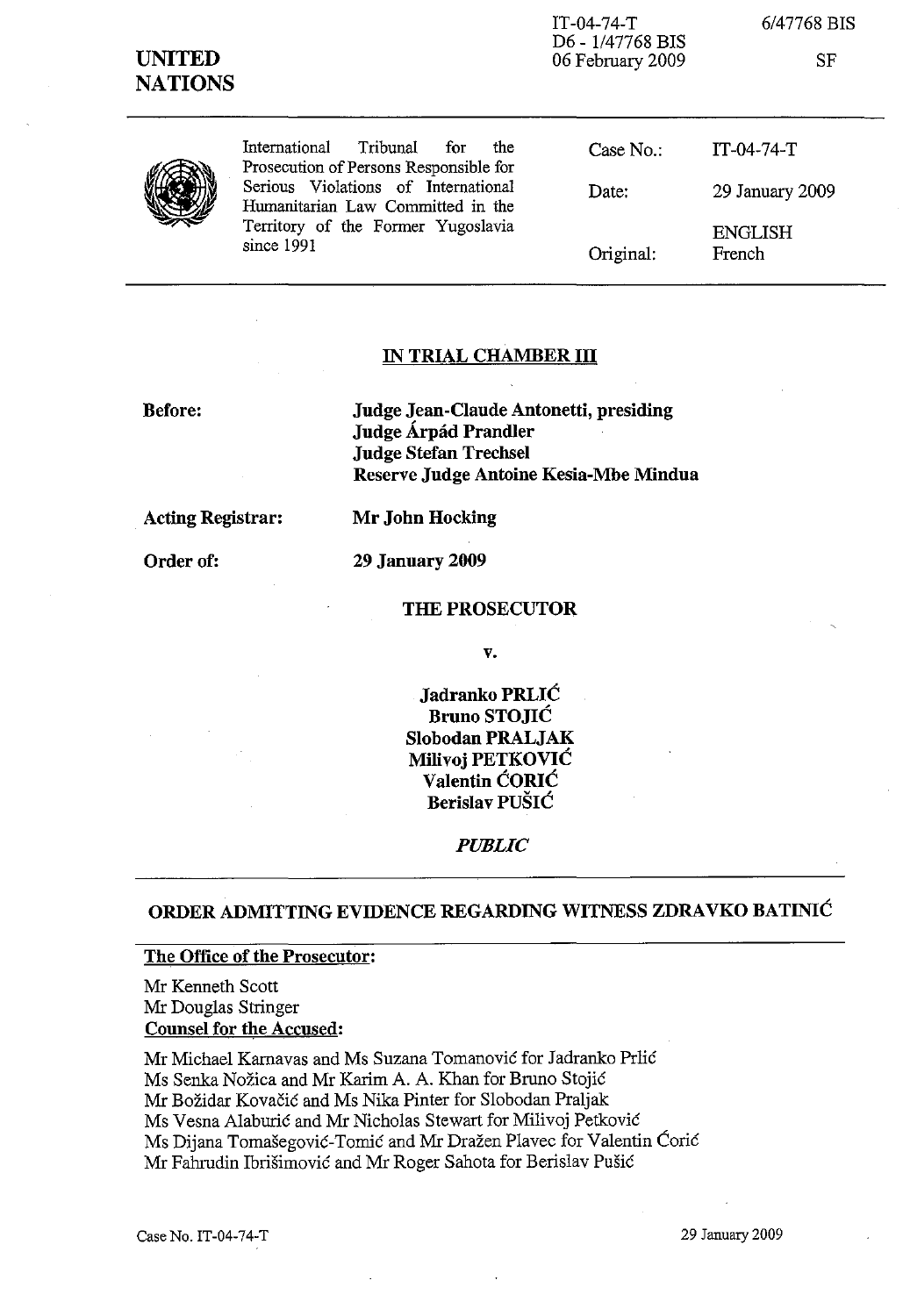IT-04-74-T
D6 - 1/47768 BIS
06 February 2009

6/47768 BIS

SF

**UNITED NATIONS**

| International Tribunal for the Prosecution of Persons Responsible for Serious Violations of International Humanitarian Law Committed in the Territory of the Former Yugoslavia since 1991 | Case No.: | IT-04-74-T |
|---|---|---|
| | Date: | 29 January 2009 |
| | Original: | ENGLISH French |

## IN TRIAL CHAMBER III

**Before:** **Judge Jean-Claude Antonetti, presiding**
**Judge Árpád Prandler**
**Judge Stefan Trechsel**
**Reserve Judge Antoine Kesia-Mbe Mindua**

**Acting Registrar:** **Mr John Hocking**

**Order of:** **29 January 2009**

**THE PROSECUTOR**

**v.**

**Jadranko PRLIĆ**
**Bruno STOJIĆ**
**Slobodan PRALJAK**
**Milivoj PETKOVIĆ**
**Valentin ĆORIĆ**
**Berislav PUŠIĆ**

***PUBLIC***

## ORDER ADMITTING EVIDENCE REGARDING WITNESS ZDRAVKO BATINIĆ

**The Office of the Prosecutor:**

Mr Kenneth Scott
Mr Douglas Stringer

**Counsel for the Accused:**

Mr Michael Karnavas and Ms Suzana Tomanović for Jadranko Prlić
Ms Senka Nožica and Mr Karim A. A. Khan for Bruno Stojić
Mr Božidar Kovačić and Ms Nika Pinter for Slobodan Praljak
Ms Vesna Alaburić and Mr Nicholas Stewart for Milivoj Petković
Ms Dijana Tomašegović-Tomić and Mr Dražen Plavec for Valentin Ćorić
Mr Fahrudin Ibrišimović and Mr Roger Sahota for Berislav Pušić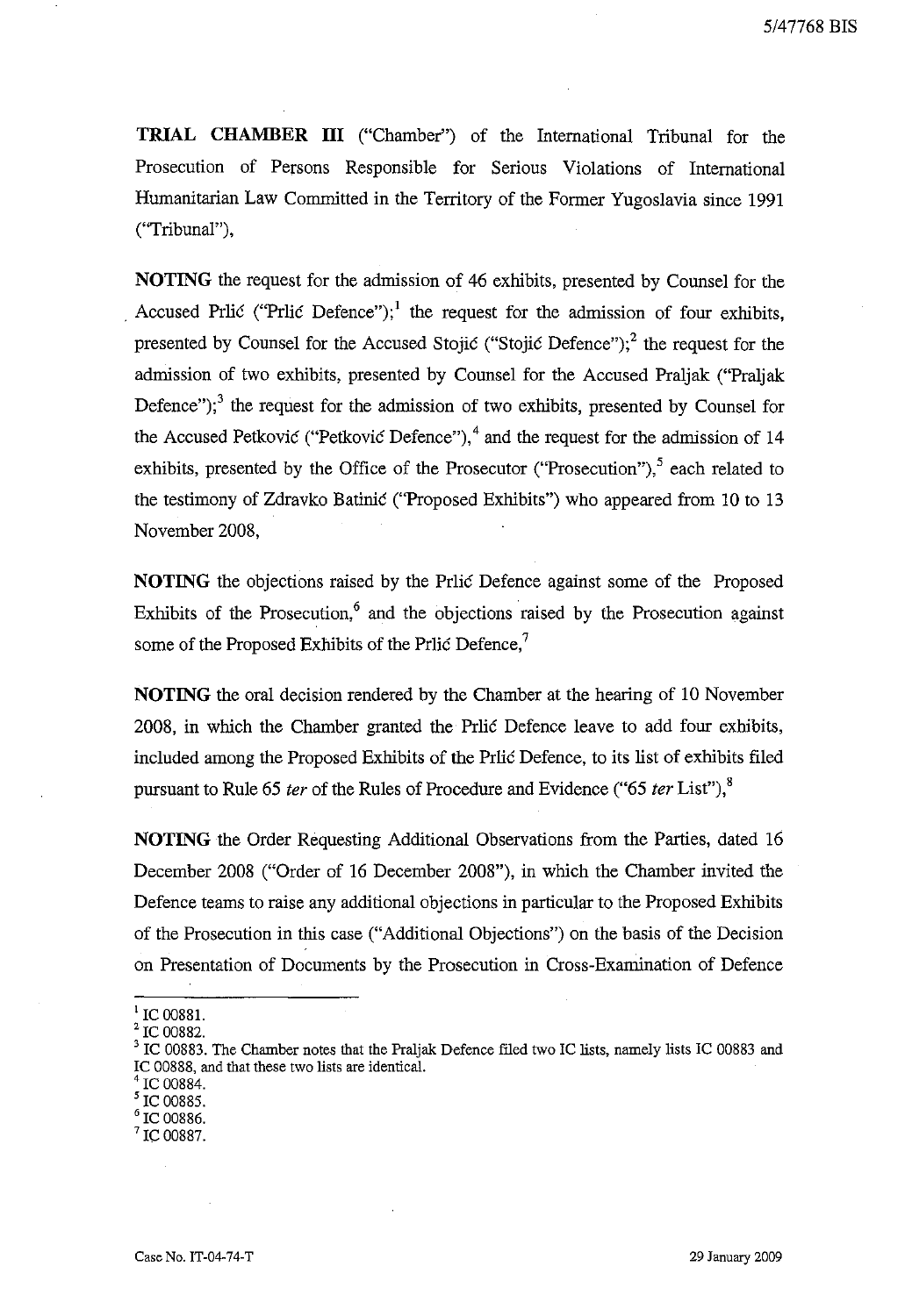**TRIAL CHAMBER III** ("Chamber") of the International Tribunal for the Prosecution of Persons Responsible for Serious Violations of International Humanitarian Law Committed in the Territory of the Former Yugoslavia since 1991 ("Tribunal"),

**NOTING** the request for the admission of 46 exhibits, presented by Counsel for the Accused Prlić ("Prlić Defence");[1] the request for the admission of four exhibits, presented by Counsel for the Accused Stojić ("Stojić Defence");[2] the request for the admission of two exhibits, presented by Counsel for the Accused Praljak ("Praljak Defence");[3] the request for the admission of two exhibits, presented by Counsel for the Accused Petković ("Petković Defence"),[4] and the request for the admission of 14 exhibits, presented by the Office of the Prosecutor ("Prosecution"),[5] each related to the testimony of Zdravko Batinić ("Proposed Exhibits") who appeared from 10 to 13 November 2008,

**NOTING** the objections raised by the Prlić Defence against some of the Proposed Exhibits of the Prosecution,[6] and the objections raised by the Prosecution against some of the Proposed Exhibits of the Prlić Defence,[7]

**NOTING** the oral decision rendered by the Chamber at the hearing of 10 November 2008, in which the Chamber granted the Prlić Defence leave to add four exhibits, included among the Proposed Exhibits of the Prlić Defence, to its list of exhibits filed pursuant to Rule 65 *ter* of the Rules of Procedure and Evidence ("65 *ter* List"),[8]

**NOTING** the Order Requesting Additional Observations from the Parties, dated 16 December 2008 ("Order of 16 December 2008"), in which the Chamber invited the Defence teams to raise any additional objections in particular to the Proposed Exhibits of the Prosecution in this case ("Additional Objections") on the basis of the Decision on Presentation of Documents by the Prosecution in Cross-Examination of Defence

---

[1] IC 00881.

[2] IC 00882.

[3] IC 00883. The Chamber notes that the Praljak Defence filed two IC lists, namely lists IC 00883 and IC 00888, and that these two lists are identical.

[4] IC 00884.

[5] IC 00885.

[6] IC 00886.

[7] IC 00887.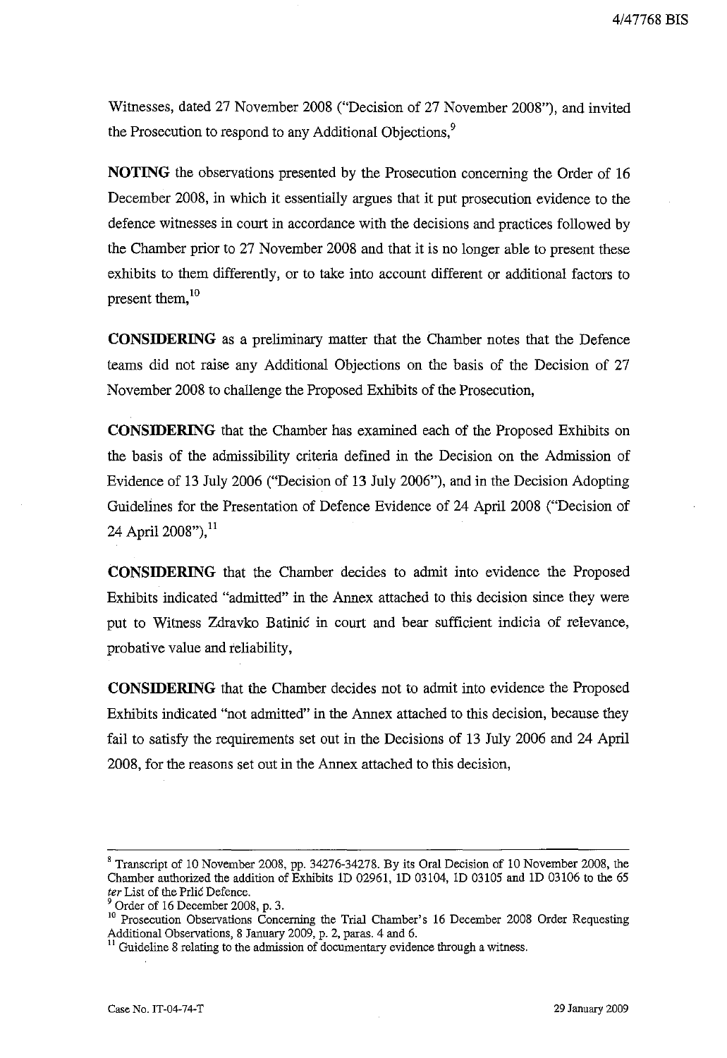Witnesses, dated 27 November 2008 ("Decision of 27 November 2008"), and invited the Prosecution to respond to any Additional Objections,[9]

**NOTING** the observations presented by the Prosecution concerning the Order of 16 December 2008, in which it essentially argues that it put prosecution evidence to the defence witnesses in court in accordance with the decisions and practices followed by the Chamber prior to 27 November 2008 and that it is no longer able to present these exhibits to them differently, or to take into account different or additional factors to present them,[10]

**CONSIDERING** as a preliminary matter that the Chamber notes that the Defence teams did not raise any Additional Objections on the basis of the Decision of 27 November 2008 to challenge the Proposed Exhibits of the Prosecution,

**CONSIDERING** that the Chamber has examined each of the Proposed Exhibits on the basis of the admissibility criteria defined in the Decision on the Admission of Evidence of 13 July 2006 ("Decision of 13 July 2006"), and in the Decision Adopting Guidelines for the Presentation of Defence Evidence of 24 April 2008 ("Decision of 24 April 2008"),[11]

**CONSIDERING** that the Chamber decides to admit into evidence the Proposed Exhibits indicated "admitted" in the Annex attached to this decision since they were put to Witness Zdravko Batinić in court and bear sufficient indicia of relevance, probative value and reliability,

**CONSIDERING** that the Chamber decides not to admit into evidence the Proposed Exhibits indicated "not admitted" in the Annex attached to this decision, because they fail to satisfy the requirements set out in the Decisions of 13 July 2006 and 24 April 2008, for the reasons set out in the Annex attached to this decision,

---

[8] Transcript of 10 November 2008, pp. 34276-34278. By its Oral Decision of 10 November 2008, the Chamber authorized the addition of Exhibits 1D 02961, 1D 03104, 1D 03105 and 1D 03106 to the 65 *ter* List of the Prlić Defence.

[9] Order of 16 December 2008, p. 3.

[10] Prosecution Observations Concerning the Trial Chamber's 16 December 2008 Order Requesting Additional Observations, 8 January 2009, p. 2, paras. 4 and 6.

[11] Guideline 8 relating to the admission of documentary evidence through a witness.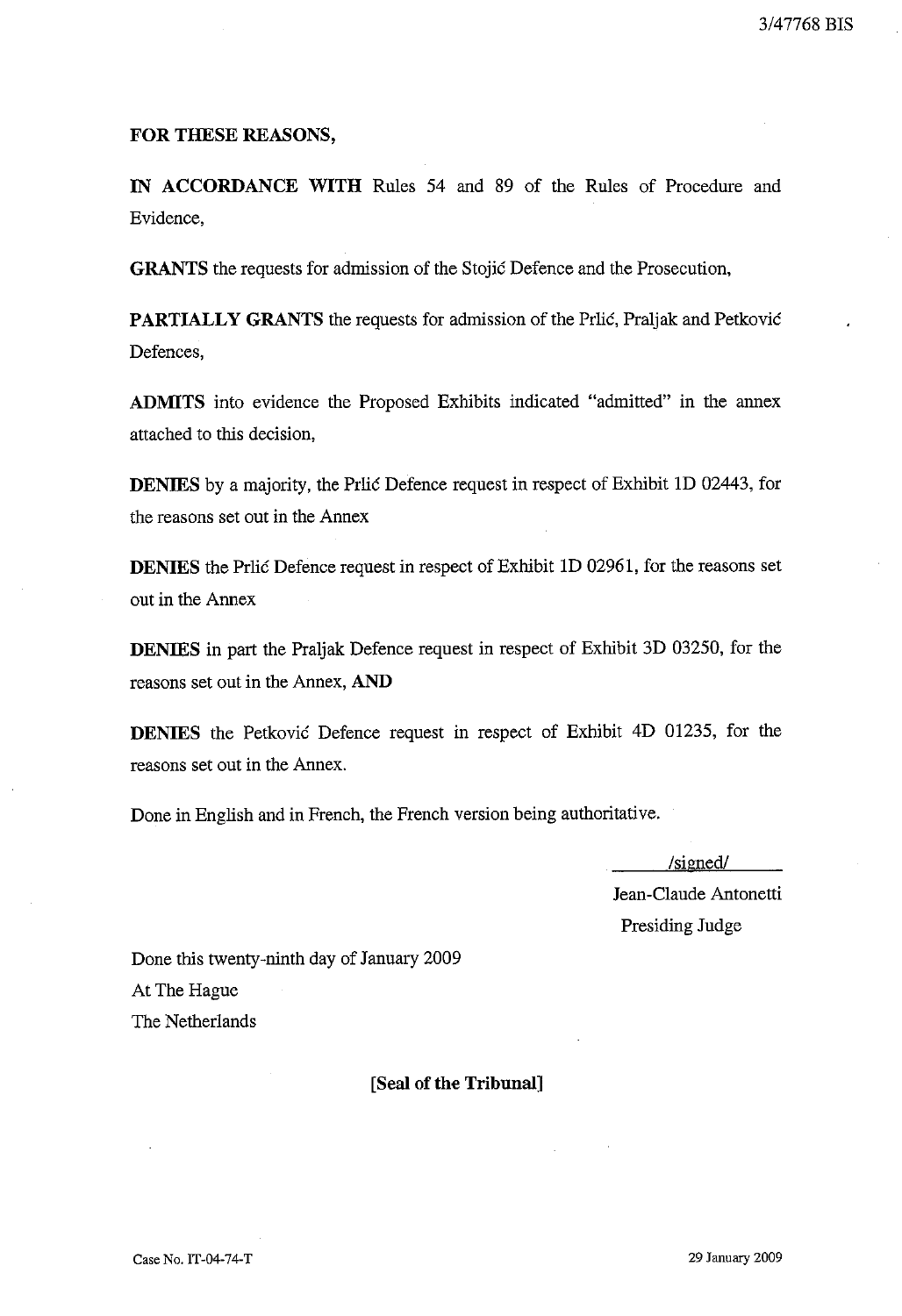**FOR THESE REASONS,**

**IN ACCORDANCE WITH** Rules 54 and 89 of the Rules of Procedure and Evidence,

**GRANTS** the requests for admission of the Stojić Defence and the Prosecution,

**PARTIALLY GRANTS** the requests for admission of the Prlić, Praljak and Petković Defences,

**ADMITS** into evidence the Proposed Exhibits indicated "admitted" in the annex attached to this decision,

**DENIES** by a majority, the Prlić Defence request in respect of Exhibit 1D 02443, for the reasons set out in the Annex

**DENIES** the Prlić Defence request in respect of Exhibit 1D 02961, for the reasons set out in the Annex

**DENIES** in part the Praljak Defence request in respect of Exhibit 3D 03250, for the reasons set out in the Annex, **AND**

**DENIES** the Petković Defence request in respect of Exhibit 4D 01235, for the reasons set out in the Annex.

Done in English and in French, the French version being authoritative.

/signed/
Jean-Claude Antonetti
Presiding Judge

Done this twenty-ninth day of January 2009
At The Hague
The Netherlands

**[Seal of the Tribunal]**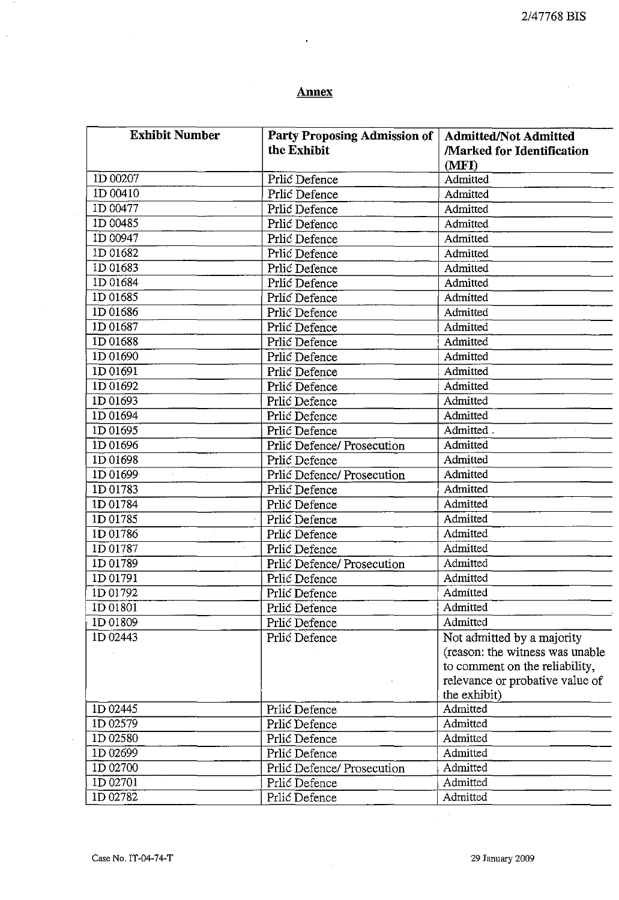## Annex

| Exhibit Number | Party Proposing Admission of the Exhibit | Admitted/Not Admitted /Marked for Identification (MFI) |
|---|---|---|
| 1D 00207 | Prlić Defence | Admitted |
| 1D 00410 | Prlić Defence | Admitted |
| 1D 00477 | Prlić Defence | Admitted |
| 1D 00485 | Prlić Defence | Admitted |
| 1D 00947 | Prlić Defence | Admitted |
| 1D 01682 | Prlić Defence | Admitted |
| 1D 01683 | Prlić Defence | Admitted |
| 1D 01684 | Prlić Defence | Admitted |
| 1D 01685 | Prlić Defence | Admitted |
| 1D 01686 | Prlić Defence | Admitted |
| 1D 01687 | Prlić Defence | Admitted |
| 1D 01688 | Prlić Defence | Admitted |
| 1D 01690 | Prlić Defence | Admitted |
| 1D 01691 | Prlić Defence | Admitted |
| 1D 01692 | Prlić Defence | Admitted |
| 1D 01693 | Prlić Defence | Admitted |
| 1D 01694 | Prlić Defence | Admitted |
| 1D 01695 | Prlić Defence | Admitted |
| 1D 01696 | Prlić Defence/ Prosecution | Admitted |
| 1D 01698 | Prlić Defence | Admitted |
| 1D 01699 | Prlić Defence/ Prosecution | Admitted |
| 1D 01783 | Prlić Defence | Admitted |
| 1D 01784 | Prlić Defence | Admitted |
| 1D 01785 | Prlić Defence | Admitted |
| 1D 01786 | Prlić Defence | Admitted |
| 1D 01787 | Prlić Defence | Admitted |
| 1D 01789 | Prlić Defence/ Prosecution | Admitted |
| 1D 01791 | Prlić Defence | Admitted |
| 1D 01792 | Prlić Defence | Admitted |
| 1D 01801 | Prlić Defence | Admitted |
| 1D 01809 | Prlić Defence | Admitted |
| 1D 02443 | Prlić Defence | Not admitted by a majority (reason: the witness was unable to comment on the reliability, relevance or probative value of the exhibit) |
| 1D 02445 | Prlić Defence | Admitted |
| 1D 02579 | Prlić Defence | Admitted |
| 1D 02580 | Prlić Defence | Admitted |
| 1D 02699 | Prlić Defence | Admitted |
| 1D 02700 | Prlić Defence/ Prosecution | Admitted |
| 1D 02701 | Prlić Defence | Admitted |
| 1D 02782 | Prlić Defence | Admitted |

Case No. IT-04-74-T 29 January 2009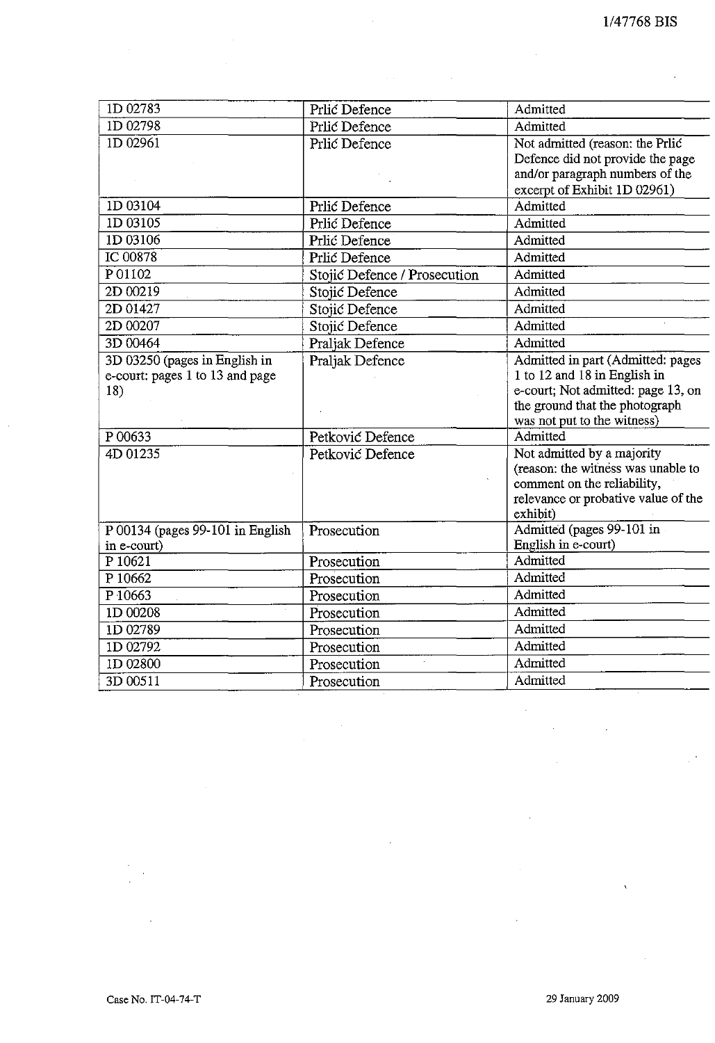| | | |
|---|---|---|
| 1D 02783 | Prlić Defence | Admitted |
| 1D 02798 | Prlić Defence | Admitted |
| 1D 02961 | Prlić Defence | Not admitted (reason: the Prlić Defence did not provide the page and/or paragraph numbers of the excerpt of Exhibit 1D 02961) |
| 1D 03104 | Prlić Defence | Admitted |
| 1D 03105 | Prlić Defence | Admitted |
| 1D 03106 | Prlić Defence | Admitted |
| IC 00878 | Prlić Defence | Admitted |
| P 01102 | Stojić Defence / Prosecution | Admitted |
| 2D 00219 | Stojić Defence | Admitted |
| 2D 01427 | Stojić Defence | Admitted |
| 2D 00207 | Stojić Defence | Admitted |
| 3D 00464 | Praljak Defence | Admitted |
| 3D 03250 (pages in English in e-court: pages 1 to 13 and page 18) | Praljak Defence | Admitted in part (Admitted: pages 1 to 12 and 18 in English in e-court; Not admitted: page 13, on the ground that the photograph was not put to the witness) |
| P 00633 | Petković Defence | Admitted |
| 4D 01235 | Petković Defence | Not admitted by a majority (reason: the witness was unable to comment on the reliability, relevance or probative value of the exhibit) |
| P 00134 (pages 99-101 in English in e-court) | Prosecution | Admitted (pages 99-101 in English in e-court) |
| P 10621 | Prosecution | Admitted |
| P 10662 | Prosecution | Admitted |
| P 10663 | Prosecution | Admitted |
| 1D 00208 | Prosecution | Admitted |
| 1D 02789 | Prosecution | Admitted |
| 1D 02792 | Prosecution | Admitted |
| 1D 02800 | Prosecution | Admitted |
| 3D 00511 | Prosecution | Admitted |